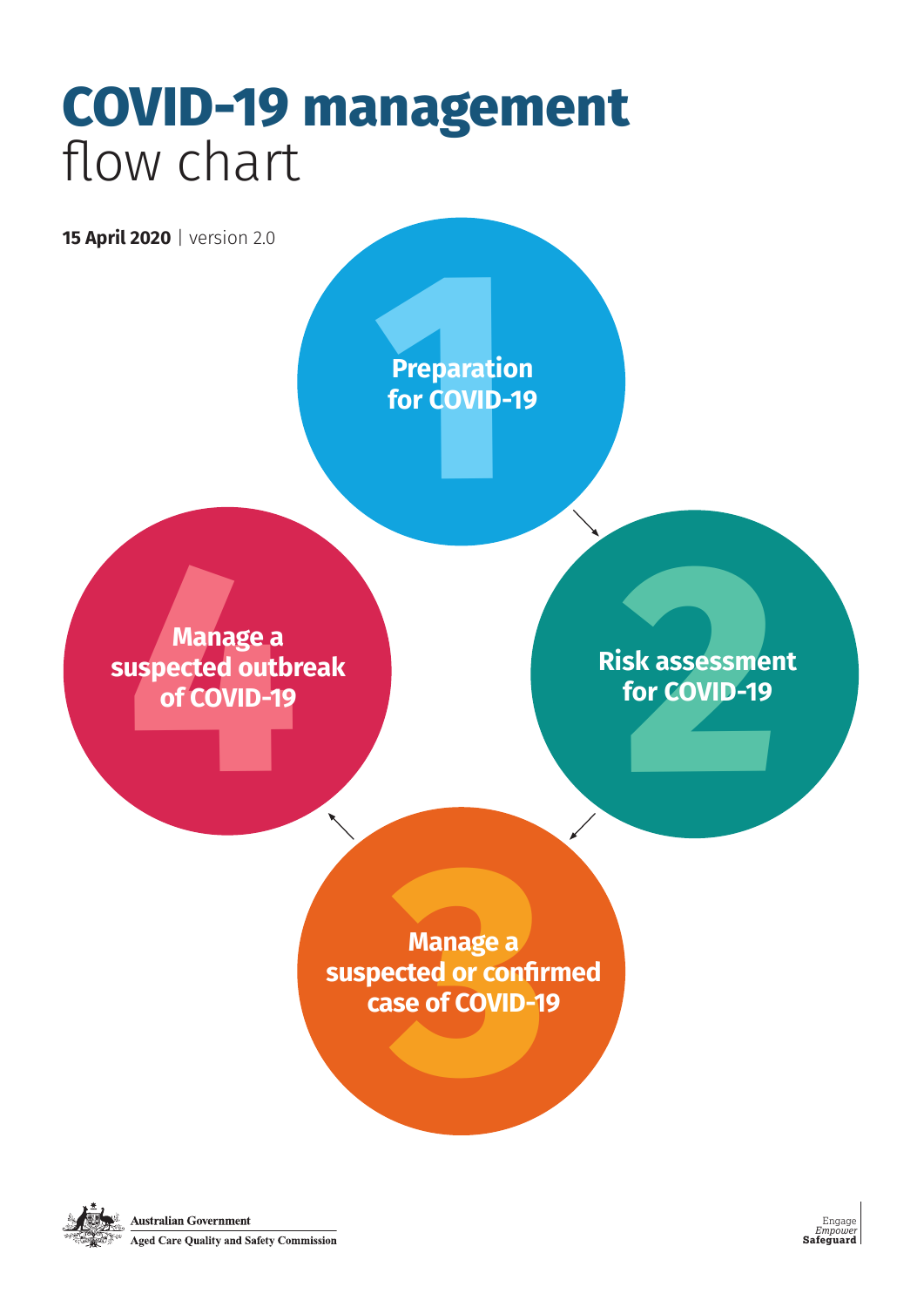# COVID-19 management flow chart

**15 April 2020** | version 2.0

1. Preparation for COVID-19
2. Risk assessment for COVID-19
3. Manage a suspected or confirmed case of COVID-19
4. Manage a suspected outbreak of COVID-19

Australian Government
Aged Care Quality and Safety Commission

Engage
*Empower*
**Safeguard**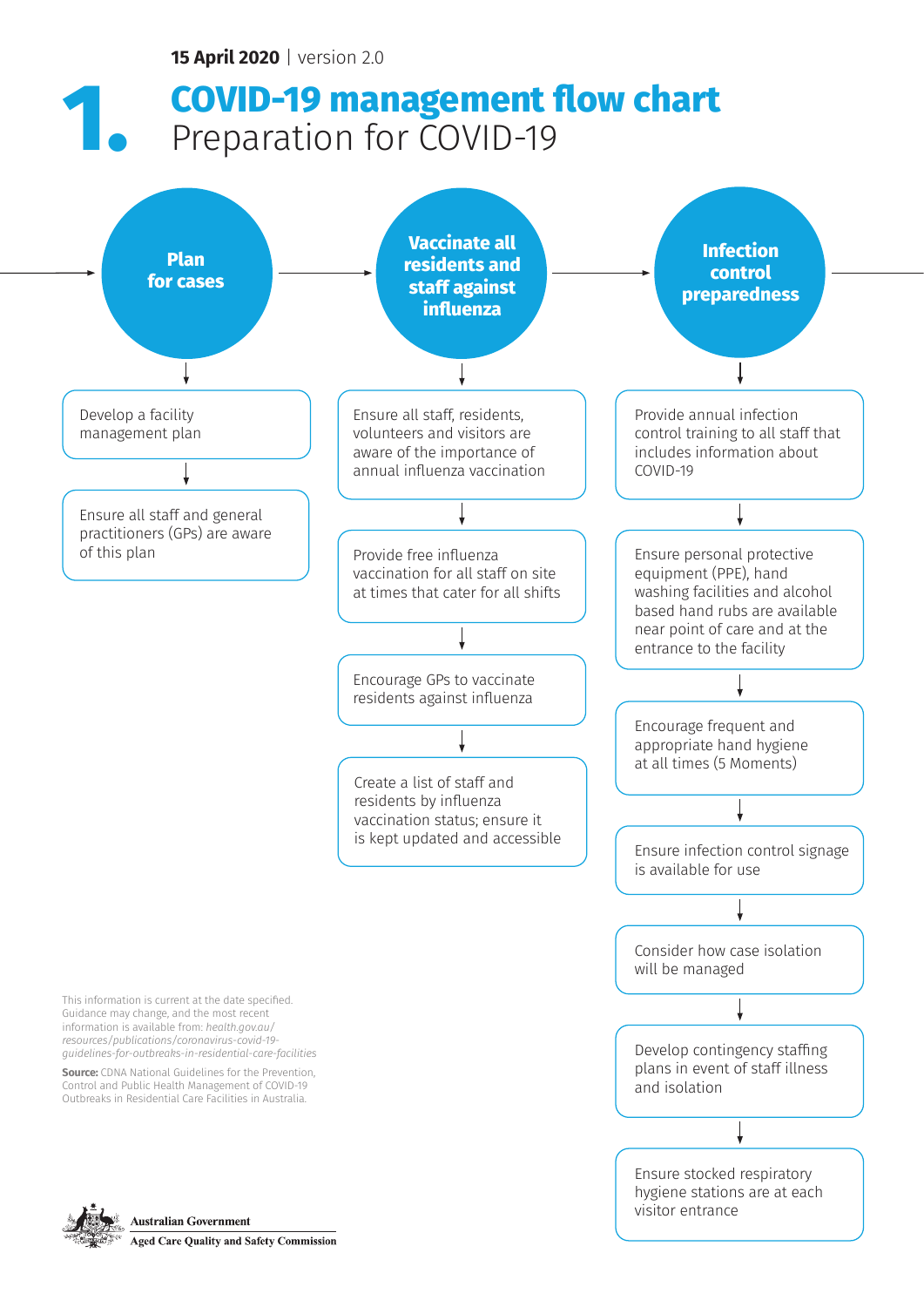15 April 2020 | version 2.0

# 1. COVID-19 management flow chart
## Preparation for COVID-19

### Plan for cases

- Develop a facility management plan
- Ensure all staff and general practitioners (GPs) are aware of this plan

### Vaccinate all residents and staff against influenza

- Ensure all staff, residents, volunteers and visitors are aware of the importance of annual influenza vaccination
- Provide free influenza vaccination for all staff on site at times that cater for all shifts
- Encourage GPs to vaccinate residents against influenza
- Create a list of staff and residents by influenza vaccination status; ensure it is kept updated and accessible

### Infection control preparedness

- Provide annual infection control training to all staff that includes information about COVID-19
- Ensure personal protective equipment (PPE), hand washing facilities and alcohol based hand rubs are available near point of care and at the entrance to the facility
- Encourage frequent and appropriate hand hygiene at all times (5 Moments)
- Ensure infection control signage is available for use
- Consider how case isolation will be managed
- Develop contingency staffing plans in event of staff illness and isolation
- Ensure stocked respiratory hygiene stations are at each visitor entrance

This information is current at the date specified. Guidance may change, and the most recent information is available from: *health.gov.au/resources/publications/coronavirus-covid-19-guidelines-for-outbreaks-in-residential-care-facilities*

**Source:** CDNA National Guidelines for the Prevention, Control and Public Health Management of COVID-19 Outbreaks in Residential Care Facilities in Australia.

Australian Government
Aged Care Quality and Safety Commission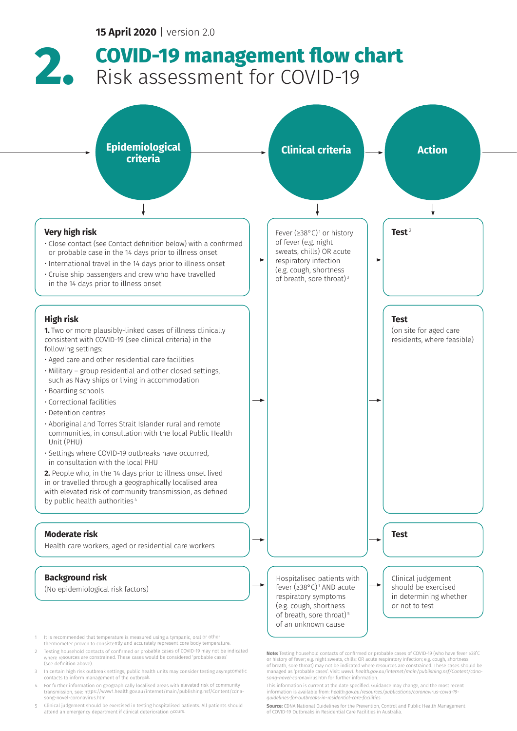**15 April 2020** | version 2.0

# 2. COVID-19 management flow chart

## Risk assessment for COVID-19

| Epidemiological criteria | Clinical criteria | Action |
|---|---|---|
| **Very high risk**<br>• Close contact (see Contact definition below) with a confirmed or probable case in the 14 days prior to illness onset<br>• International travel in the 14 days prior to illness onset<br>• Cruise ship passengers and crew who have travelled in the 14 days prior to illness onset | Fever (≥38°C)[1] or history of fever (e.g. night sweats, chills) OR acute respiratory infection (e.g. cough, shortness of breath, sore throat)[3] | **Test**[2] |
| **High risk**<br>**1.** Two or more plausibly-linked cases of illness clinically consistent with COVID-19 (see clinical criteria) in the following settings:<br>• Aged care and other residential care facilities<br>• Military – group residential and other closed settings, such as Navy ships or living in accommodation<br>• Boarding schools<br>• Correctional facilities<br>• Detention centres<br>• Aboriginal and Torres Strait Islander rural and remote communities, in consultation with the local Public Health Unit (PHU)<br>• Settings where COVID-19 outbreaks have occurred, in consultation with the local PHU<br>**2.** People who, in the 14 days prior to illness onset lived in or travelled through a geographically localised area with elevated risk of community transmission, as defined by public health authorities[4] | (as above) | **Test**<br>(on site for aged care residents, where feasible) |
| **Moderate risk**<br>Health care workers, aged or residential care workers | (as above) | **Test** |
| **Background risk**<br>(No epidemiological risk factors) | Hospitalised patients with fever (≥38°C)[1] AND acute respiratory symptoms (e.g. cough, shortness of breath, sore throat)[5] of an unknown cause | Clinical judgement should be exercised in determining whether or not to test |

1. It is recommended that temperature is measured using a tympanic, oral or other thermometer proven to consistently and accurately represent core body temperature.
2. Testing household contacts of confirmed or probable cases of COVID-19 may not be indicated where resources are constrained. These cases would be considered 'probable cases' (see definition above).
3. In certain high risk outbreak settings, public health units may consider testing asymptomatic contacts to inform management of the outbreak.
4. For further information on geographically localised areas with elevated risk of community transmission, see: https://www1.health.gov.au/internet/main/publishing.nsf/Content/cdna-song-novel-coronavirus.htm
5. Clinical judgement should be exercised in testing hospitalised patients. All patients should attend an emergency department if clinical deterioration occurs.

**Note:** Testing household contacts of confirmed or probable cases of COVID-19 (who have fever ≥38°C or history of fever; e.g. night sweats, chills; OR acute respiratory infection; e.g. cough, shortness of breath, sore throat) may not be indicated where resources are constrained. These cases should be managed as 'probable cases'. Visit: *www1.health.gov.au/internet/main/publishing.nsf/Content/cdna-song-novel-coronavirus.htm* for further information.

This information is current at the date specified. Guidance may change, and the most recent information is available from: *health.gov.au/resources/publications/coronavirus-covid-19-guidelines-for-outbreaks-in-residential-care-facilities*

**Source:** CDNA National Guidelines for the Prevention, Control and Public Health Management of COVID-19 Outbreaks in Residential Care Facilities in Australia.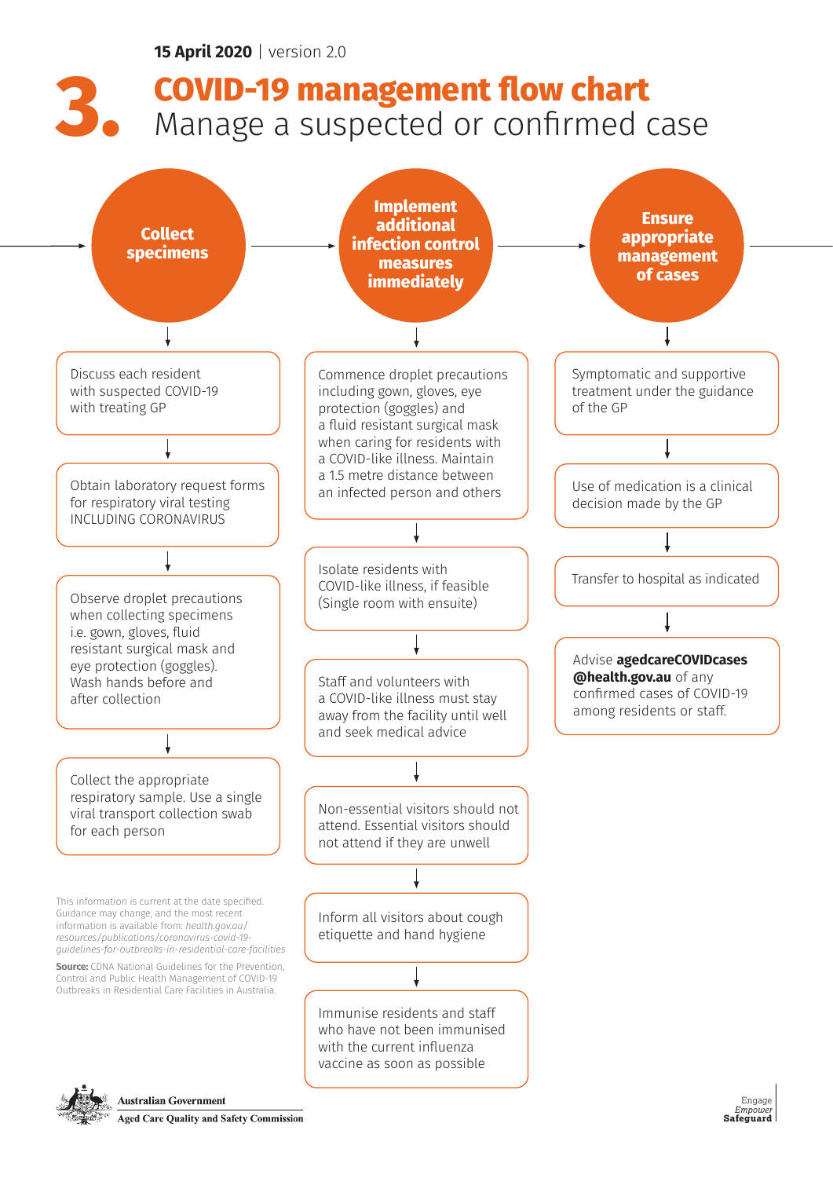**15 April 2020** | version 2.0

# 3. COVID-19 management flow chart

## Manage a suspected or confirmed case

### Collect specimens

- Discuss each resident with suspected COVID-19 with treating GP
- Obtain laboratory request forms for respiratory viral testing INCLUDING CORONAVIRUS
- Observe droplet precautions when collecting specimens i.e. gown, gloves, fluid resistant surgical mask and eye protection (goggles). Wash hands before and after collection
- Collect the appropriate respiratory sample. Use a single viral transport collection swab for each person

### Implement additional infection control measures immediately

- Commence droplet precautions including gown, gloves, eye protection (goggles) and a fluid resistant surgical mask when caring for residents with a COVID-like illness. Maintain a 1.5 metre distance between an infected person and others
- Isolate residents with COVID-like illness, if feasible (Single room with ensuite)
- Staff and volunteers with a COVID-like illness must stay away from the facility until well and seek medical advice
- Non-essential visitors should not attend. Essential visitors should not attend if they are unwell
- Inform all visitors about cough etiquette and hand hygiene
- Immunise residents and staff who have not been immunised with the current influenza vaccine as soon as possible

### Ensure appropriate management of cases

- Symptomatic and supportive treatment under the guidance of the GP
- Use of medication is a clinical decision made by the GP
- Transfer to hospital as indicated
- Advise **agedcareCOVIDcases @health.gov.au** of any confirmed cases of COVID-19 among residents or staff.

This information is current at the date specified. Guidance may change, and the most recent information is available from: *health.gov.au/resources/publications/coronavirus-covid-19-guidelines-for-outbreaks-in-residential-care-facilities*

**Source:** CDNA National Guidelines for the Prevention, Control and Public Health Management of COVID-19 Outbreaks in Residential Care Facilities in Australia.

Australian Government
Aged Care Quality and Safety Commission

Engage
*Empower*
**Safeguard**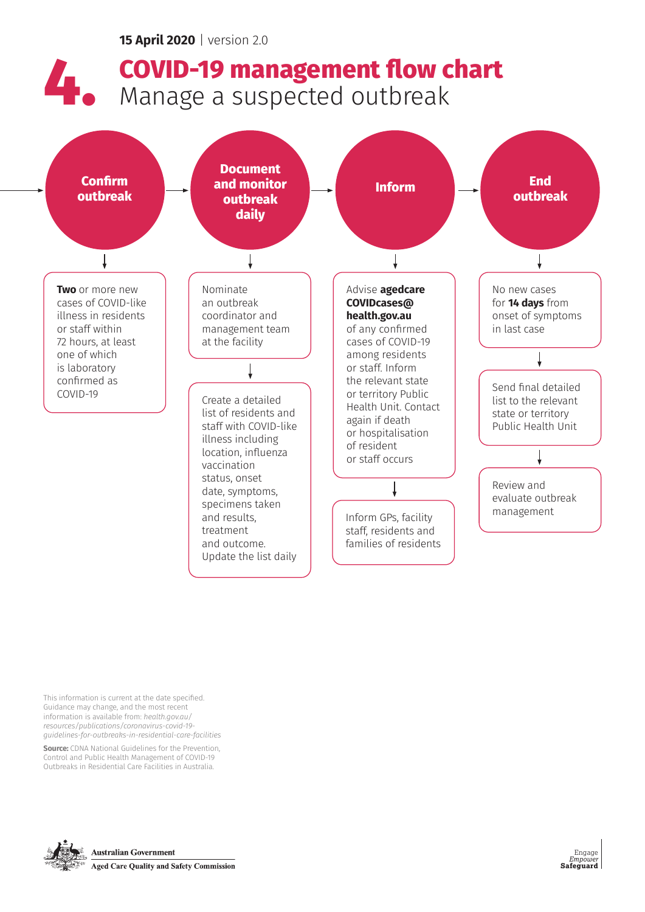**15 April 2020** | version 2.0

# 4. COVID-19 management flow chart
## Manage a suspected outbreak

### Confirm outbreak

**Two** or more new cases of COVID-like illness in residents or staff within 72 hours, at least one of which is laboratory confirmed as COVID-19

### Document and monitor outbreak daily

Nominate an outbreak coordinator and management team at the facility

Create a detailed list of residents and staff with COVID-like illness including location, influenza vaccination status, onset date, symptoms, specimens taken and results, treatment and outcome. Update the list daily

### Inform

Advise **agedcare COVIDcases@ health.gov.au** of any confirmed cases of COVID-19 among residents or staff. Inform the relevant state or territory Public Health Unit. Contact again if death or hospitalisation of resident or staff occurs

Inform GPs, facility staff, residents and families of residents

### End outbreak

No new cases for **14 days** from onset of symptoms in last case

Send final detailed list to the relevant state or territory Public Health Unit

Review and evaluate outbreak management

This information is current at the date specified. Guidance may change, and the most recent information is available from: *health.gov.au/resources/publications/coronavirus-covid-19-guidelines-for-outbreaks-in-residential-care-facilities*

**Source:** CDNA National Guidelines for the Prevention, Control and Public Health Management of COVID-19 Outbreaks in Residential Care Facilities in Australia.

Australian Government
Aged Care Quality and Safety Commission

Engage
*Empower*
**Safeguard**